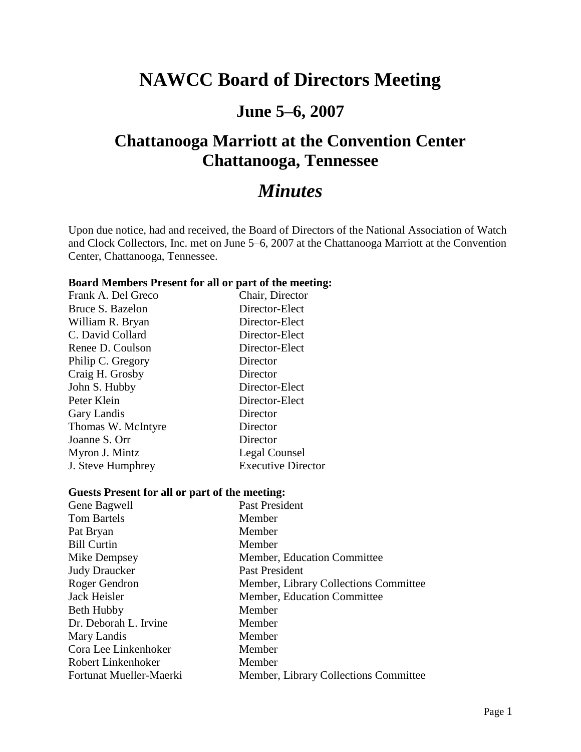# NAWCC Board of Directors Meeting

## June 5–6, 2007

## Chattanooga Marriott at the Convention Center
## Chattanooga, Tennessee

# *Minutes*

Upon due notice, had and received, the Board of Directors of the National Association of Watch and Clock Collectors, Inc. met on June 5–6, 2007 at the Chattanooga Marriott at the Convention Center, Chattanooga, Tennessee.

**Board Members Present for all or part of the meeting:**

| | |
|---|---|
| Frank A. Del Greco | Chair, Director |
| Bruce S. Bazelon | Director-Elect |
| William R. Bryan | Director-Elect |
| C. David Collard | Director-Elect |
| Renee D. Coulson | Director-Elect |
| Philip C. Gregory | Director |
| Craig H. Grosby | Director |
| John S. Hubby | Director-Elect |
| Peter Klein | Director-Elect |
| Gary Landis | Director |
| Thomas W. McIntyre | Director |
| Joanne S. Orr | Director |
| Myron J. Mintz | Legal Counsel |
| J. Steve Humphrey | Executive Director |

**Guests Present for all or part of the meeting:**

| | |
|---|---|
| Gene Bagwell | Past President |
| Tom Bartels | Member |
| Pat Bryan | Member |
| Bill Curtin | Member |
| Mike Dempsey | Member, Education Committee |
| Judy Draucker | Past President |
| Roger Gendron | Member, Library Collections Committee |
| Jack Heisler | Member, Education Committee |
| Beth Hubby | Member |
| Dr. Deborah L. Irvine | Member |
| Mary Landis | Member |
| Cora Lee Linkenhoker | Member |
| Robert Linkenhoker | Member |
| Fortunat Mueller-Maerki | Member, Library Collections Committee |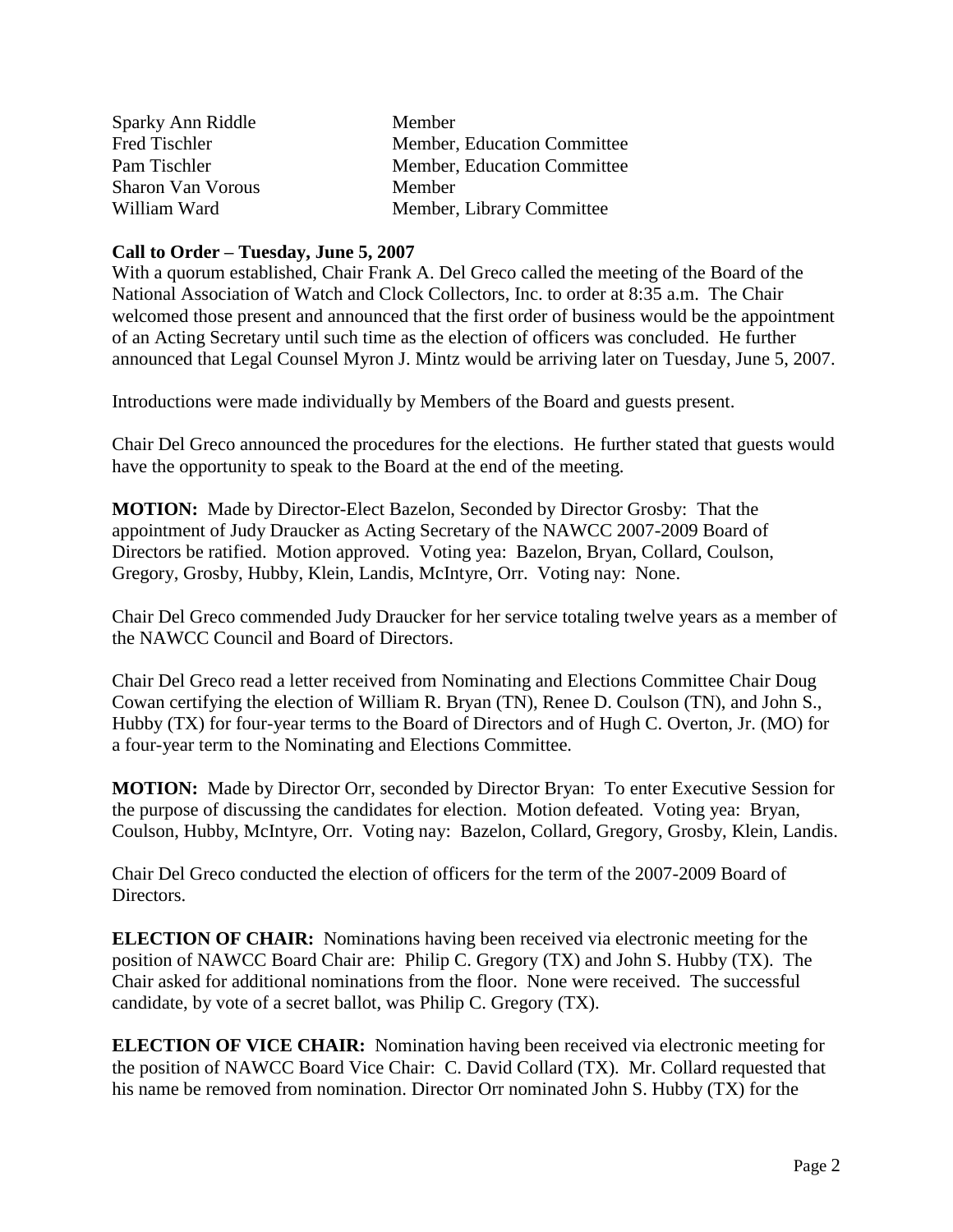| | |
|---|---|
| Sparky Ann Riddle | Member |
| Fred Tischler | Member, Education Committee |
| Pam Tischler | Member, Education Committee |
| Sharon Van Vorous | Member |
| William Ward | Member, Library Committee |

**Call to Order – Tuesday, June 5, 2007**

With a quorum established, Chair Frank A. Del Greco called the meeting of the Board of the National Association of Watch and Clock Collectors, Inc. to order at 8:35 a.m. The Chair welcomed those present and announced that the first order of business would be the appointment of an Acting Secretary until such time as the election of officers was concluded. He further announced that Legal Counsel Myron J. Mintz would be arriving later on Tuesday, June 5, 2007.

Introductions were made individually by Members of the Board and guests present.

Chair Del Greco announced the procedures for the elections. He further stated that guests would have the opportunity to speak to the Board at the end of the meeting.

**MOTION:** Made by Director-Elect Bazelon, Seconded by Director Grosby: That the appointment of Judy Draucker as Acting Secretary of the NAWCC 2007-2009 Board of Directors be ratified. Motion approved. Voting yea: Bazelon, Bryan, Collard, Coulson, Gregory, Grosby, Hubby, Klein, Landis, McIntyre, Orr. Voting nay: None.

Chair Del Greco commended Judy Draucker for her service totaling twelve years as a member of the NAWCC Council and Board of Directors.

Chair Del Greco read a letter received from Nominating and Elections Committee Chair Doug Cowan certifying the election of William R. Bryan (TN), Renee D. Coulson (TN), and John S., Hubby (TX) for four-year terms to the Board of Directors and of Hugh C. Overton, Jr. (MO) for a four-year term to the Nominating and Elections Committee.

**MOTION:** Made by Director Orr, seconded by Director Bryan: To enter Executive Session for the purpose of discussing the candidates for election. Motion defeated. Voting yea: Bryan, Coulson, Hubby, McIntyre, Orr. Voting nay: Bazelon, Collard, Gregory, Grosby, Klein, Landis.

Chair Del Greco conducted the election of officers for the term of the 2007-2009 Board of Directors.

**ELECTION OF CHAIR:** Nominations having been received via electronic meeting for the position of NAWCC Board Chair are: Philip C. Gregory (TX) and John S. Hubby (TX). The Chair asked for additional nominations from the floor. None were received. The successful candidate, by vote of a secret ballot, was Philip C. Gregory (TX).

**ELECTION OF VICE CHAIR:** Nomination having been received via electronic meeting for the position of NAWCC Board Vice Chair: C. David Collard (TX). Mr. Collard requested that his name be removed from nomination. Director Orr nominated John S. Hubby (TX) for the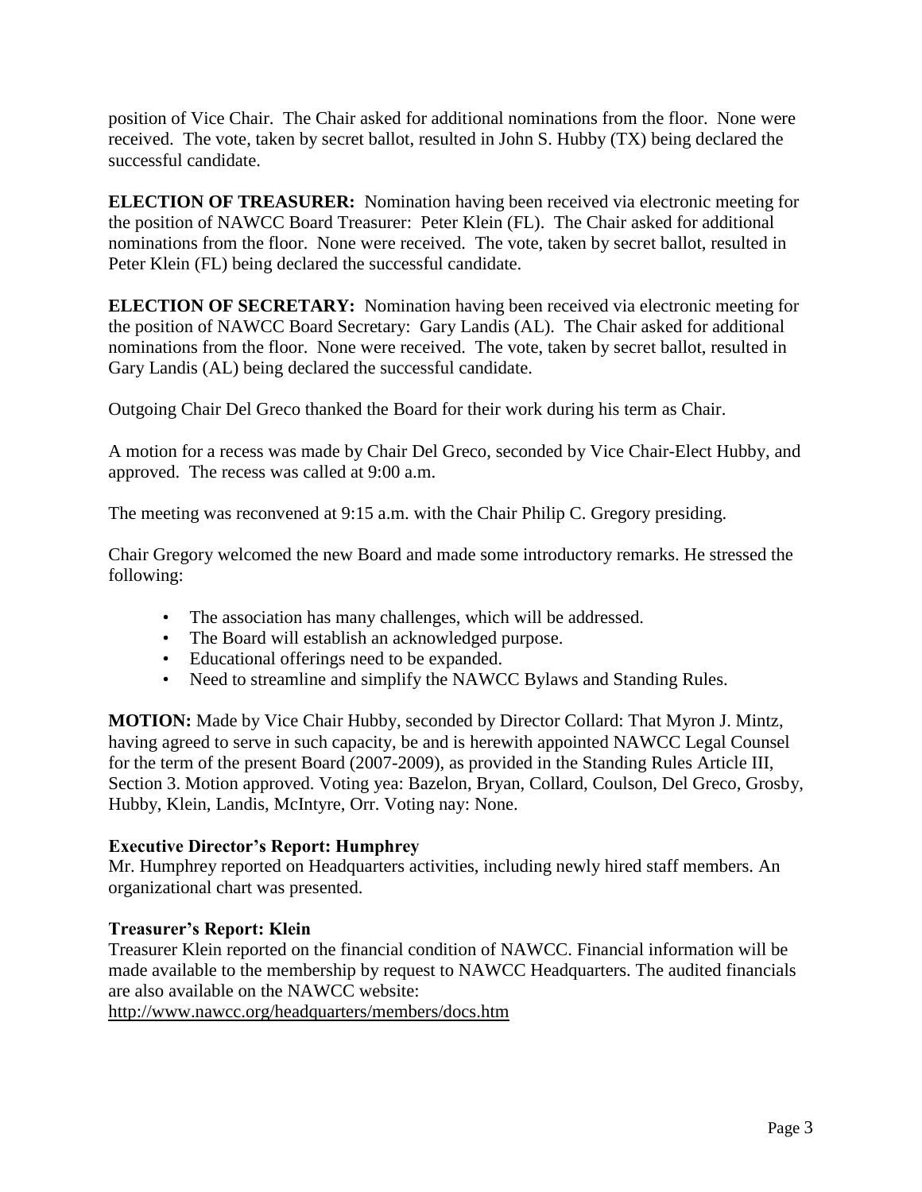position of Vice Chair. The Chair asked for additional nominations from the floor. None were received. The vote, taken by secret ballot, resulted in John S. Hubby (TX) being declared the successful candidate.

**ELECTION OF TREASURER:** Nomination having been received via electronic meeting for the position of NAWCC Board Treasurer: Peter Klein (FL). The Chair asked for additional nominations from the floor. None were received. The vote, taken by secret ballot, resulted in Peter Klein (FL) being declared the successful candidate.

**ELECTION OF SECRETARY:** Nomination having been received via electronic meeting for the position of NAWCC Board Secretary: Gary Landis (AL). The Chair asked for additional nominations from the floor. None were received. The vote, taken by secret ballot, resulted in Gary Landis (AL) being declared the successful candidate.

Outgoing Chair Del Greco thanked the Board for their work during his term as Chair.

A motion for a recess was made by Chair Del Greco, seconded by Vice Chair-Elect Hubby, and approved. The recess was called at 9:00 a.m.

The meeting was reconvened at 9:15 a.m. with the Chair Philip C. Gregory presiding.

Chair Gregory welcomed the new Board and made some introductory remarks. He stressed the following:

- The association has many challenges, which will be addressed.
- The Board will establish an acknowledged purpose.
- Educational offerings need to be expanded.
- Need to streamline and simplify the NAWCC Bylaws and Standing Rules.

**MOTION:** Made by Vice Chair Hubby, seconded by Director Collard: That Myron J. Mintz, having agreed to serve in such capacity, be and is herewith appointed NAWCC Legal Counsel for the term of the present Board (2007-2009), as provided in the Standing Rules Article III, Section 3. Motion approved. Voting yea: Bazelon, Bryan, Collard, Coulson, Del Greco, Grosby, Hubby, Klein, Landis, McIntyre, Orr. Voting nay: None.

**Executive Director's Report: Humphrey**

Mr. Humphrey reported on Headquarters activities, including newly hired staff members. An organizational chart was presented.

**Treasurer's Report: Klein**

Treasurer Klein reported on the financial condition of NAWCC. Financial information will be made available to the membership by request to NAWCC Headquarters. The audited financials are also available on the NAWCC website:
http://www.nawcc.org/headquarters/members/docs.htm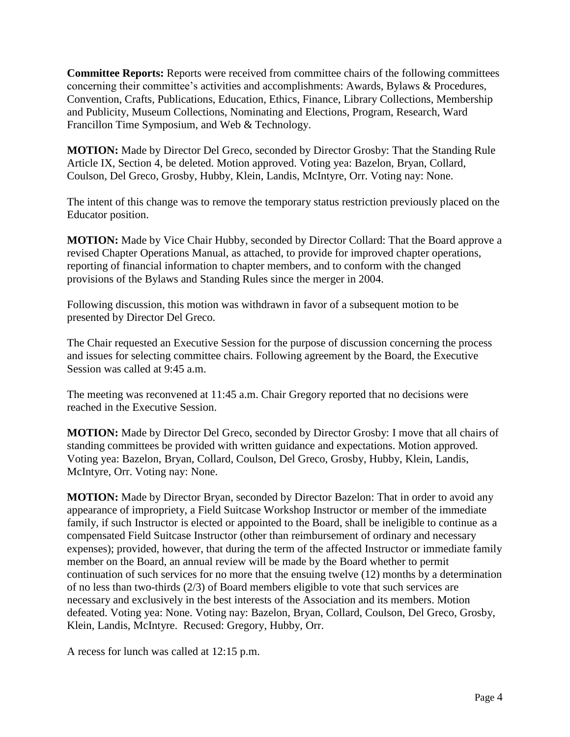**Committee Reports:** Reports were received from committee chairs of the following committees concerning their committee's activities and accomplishments: Awards, Bylaws & Procedures, Convention, Crafts, Publications, Education, Ethics, Finance, Library Collections, Membership and Publicity, Museum Collections, Nominating and Elections, Program, Research, Ward Francillon Time Symposium, and Web & Technology.

**MOTION:** Made by Director Del Greco, seconded by Director Grosby: That the Standing Rule Article IX, Section 4, be deleted. Motion approved. Voting yea: Bazelon, Bryan, Collard, Coulson, Del Greco, Grosby, Hubby, Klein, Landis, McIntyre, Orr. Voting nay: None.

The intent of this change was to remove the temporary status restriction previously placed on the Educator position.

**MOTION:** Made by Vice Chair Hubby, seconded by Director Collard: That the Board approve a revised Chapter Operations Manual, as attached, to provide for improved chapter operations, reporting of financial information to chapter members, and to conform with the changed provisions of the Bylaws and Standing Rules since the merger in 2004.

Following discussion, this motion was withdrawn in favor of a subsequent motion to be presented by Director Del Greco.

The Chair requested an Executive Session for the purpose of discussion concerning the process and issues for selecting committee chairs. Following agreement by the Board, the Executive Session was called at 9:45 a.m.

The meeting was reconvened at 11:45 a.m. Chair Gregory reported that no decisions were reached in the Executive Session.

**MOTION:** Made by Director Del Greco, seconded by Director Grosby: I move that all chairs of standing committees be provided with written guidance and expectations. Motion approved. Voting yea: Bazelon, Bryan, Collard, Coulson, Del Greco, Grosby, Hubby, Klein, Landis, McIntyre, Orr. Voting nay: None.

**MOTION:** Made by Director Bryan, seconded by Director Bazelon: That in order to avoid any appearance of impropriety, a Field Suitcase Workshop Instructor or member of the immediate family, if such Instructor is elected or appointed to the Board, shall be ineligible to continue as a compensated Field Suitcase Instructor (other than reimbursement of ordinary and necessary expenses); provided, however, that during the term of the affected Instructor or immediate family member on the Board, an annual review will be made by the Board whether to permit continuation of such services for no more that the ensuing twelve (12) months by a determination of no less than two-thirds (2/3) of Board members eligible to vote that such services are necessary and exclusively in the best interests of the Association and its members. Motion defeated. Voting yea: None. Voting nay: Bazelon, Bryan, Collard, Coulson, Del Greco, Grosby, Klein, Landis, McIntyre. Recused: Gregory, Hubby, Orr.

A recess for lunch was called at 12:15 p.m.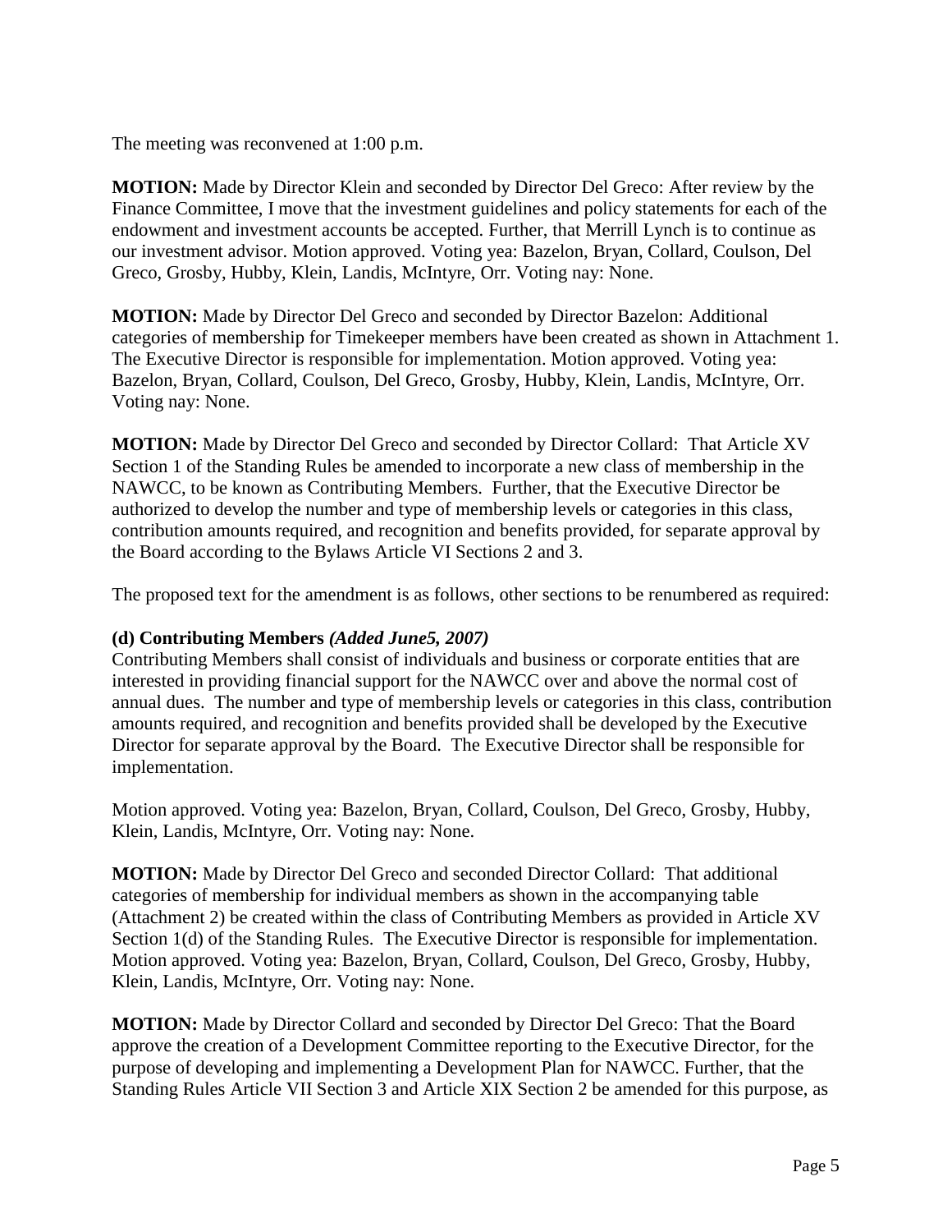The meeting was reconvened at 1:00 p.m.

**MOTION:** Made by Director Klein and seconded by Director Del Greco: After review by the Finance Committee, I move that the investment guidelines and policy statements for each of the endowment and investment accounts be accepted. Further, that Merrill Lynch is to continue as our investment advisor. Motion approved. Voting yea: Bazelon, Bryan, Collard, Coulson, Del Greco, Grosby, Hubby, Klein, Landis, McIntyre, Orr. Voting nay: None.

**MOTION:** Made by Director Del Greco and seconded by Director Bazelon: Additional categories of membership for Timekeeper members have been created as shown in Attachment 1. The Executive Director is responsible for implementation. Motion approved. Voting yea: Bazelon, Bryan, Collard, Coulson, Del Greco, Grosby, Hubby, Klein, Landis, McIntyre, Orr. Voting nay: None.

**MOTION:** Made by Director Del Greco and seconded by Director Collard: That Article XV Section 1 of the Standing Rules be amended to incorporate a new class of membership in the NAWCC, to be known as Contributing Members. Further, that the Executive Director be authorized to develop the number and type of membership levels or categories in this class, contribution amounts required, and recognition and benefits provided, for separate approval by the Board according to the Bylaws Article VI Sections 2 and 3.

The proposed text for the amendment is as follows, other sections to be renumbered as required:

**(d) Contributing Members** ***(Added June5, 2007)***
Contributing Members shall consist of individuals and business or corporate entities that are interested in providing financial support for the NAWCC over and above the normal cost of annual dues. The number and type of membership levels or categories in this class, contribution amounts required, and recognition and benefits provided shall be developed by the Executive Director for separate approval by the Board. The Executive Director shall be responsible for implementation.

Motion approved. Voting yea: Bazelon, Bryan, Collard, Coulson, Del Greco, Grosby, Hubby, Klein, Landis, McIntyre, Orr. Voting nay: None.

**MOTION:** Made by Director Del Greco and seconded Director Collard: That additional categories of membership for individual members as shown in the accompanying table (Attachment 2) be created within the class of Contributing Members as provided in Article XV Section 1(d) of the Standing Rules. The Executive Director is responsible for implementation. Motion approved. Voting yea: Bazelon, Bryan, Collard, Coulson, Del Greco, Grosby, Hubby, Klein, Landis, McIntyre, Orr. Voting nay: None.

**MOTION:** Made by Director Collard and seconded by Director Del Greco: That the Board approve the creation of a Development Committee reporting to the Executive Director, for the purpose of developing and implementing a Development Plan for NAWCC. Further, that the Standing Rules Article VII Section 3 and Article XIX Section 2 be amended for this purpose, as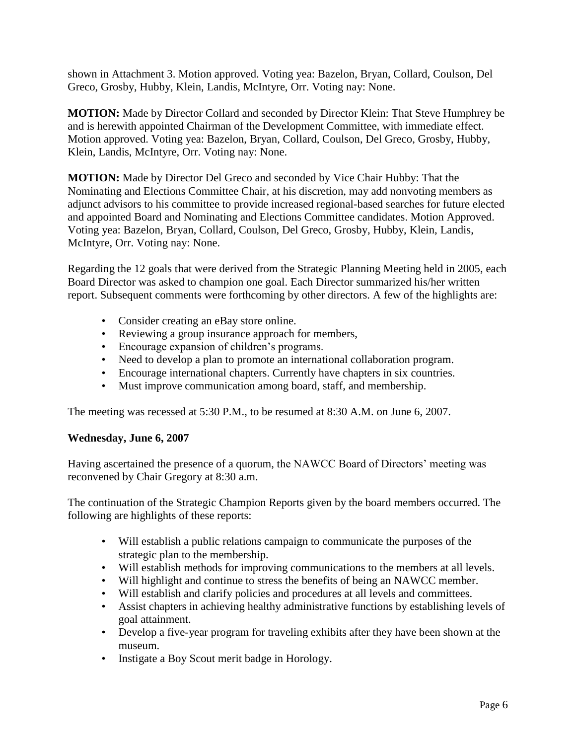shown in Attachment 3. Motion approved. Voting yea: Bazelon, Bryan, Collard, Coulson, Del Greco, Grosby, Hubby, Klein, Landis, McIntyre, Orr. Voting nay: None.

**MOTION:** Made by Director Collard and seconded by Director Klein: That Steve Humphrey be and is herewith appointed Chairman of the Development Committee, with immediate effect. Motion approved. Voting yea: Bazelon, Bryan, Collard, Coulson, Del Greco, Grosby, Hubby, Klein, Landis, McIntyre, Orr. Voting nay: None.

**MOTION:** Made by Director Del Greco and seconded by Vice Chair Hubby: That the Nominating and Elections Committee Chair, at his discretion, may add nonvoting members as adjunct advisors to his committee to provide increased regional-based searches for future elected and appointed Board and Nominating and Elections Committee candidates. Motion Approved. Voting yea: Bazelon, Bryan, Collard, Coulson, Del Greco, Grosby, Hubby, Klein, Landis, McIntyre, Orr. Voting nay: None.

Regarding the 12 goals that were derived from the Strategic Planning Meeting held in 2005, each Board Director was asked to champion one goal. Each Director summarized his/her written report. Subsequent comments were forthcoming by other directors. A few of the highlights are:

- Consider creating an eBay store online.
- Reviewing a group insurance approach for members,
- Encourage expansion of children's programs.
- Need to develop a plan to promote an international collaboration program.
- Encourage international chapters. Currently have chapters in six countries.
- Must improve communication among board, staff, and membership.

The meeting was recessed at 5:30 P.M., to be resumed at 8:30 A.M. on June 6, 2007.

**Wednesday, June 6, 2007**

Having ascertained the presence of a quorum, the NAWCC Board of Directors' meeting was reconvened by Chair Gregory at 8:30 a.m.

The continuation of the Strategic Champion Reports given by the board members occurred. The following are highlights of these reports:

- Will establish a public relations campaign to communicate the purposes of the strategic plan to the membership.
- Will establish methods for improving communications to the members at all levels.
- Will highlight and continue to stress the benefits of being an NAWCC member.
- Will establish and clarify policies and procedures at all levels and committees.
- Assist chapters in achieving healthy administrative functions by establishing levels of goal attainment.
- Develop a five-year program for traveling exhibits after they have been shown at the museum.
- Instigate a Boy Scout merit badge in Horology.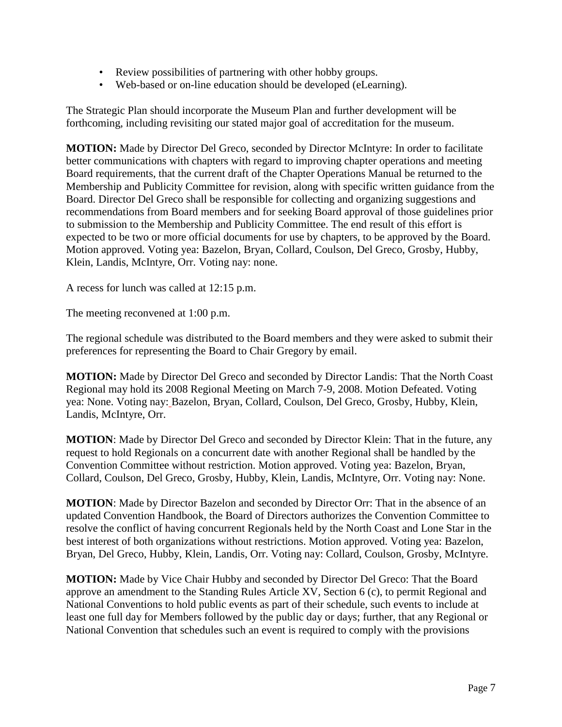- Review possibilities of partnering with other hobby groups.
- Web-based or on-line education should be developed (eLearning).

The Strategic Plan should incorporate the Museum Plan and further development will be forthcoming, including revisiting our stated major goal of accreditation for the museum.

**MOTION:** Made by Director Del Greco, seconded by Director McIntyre: In order to facilitate better communications with chapters with regard to improving chapter operations and meeting Board requirements, that the current draft of the Chapter Operations Manual be returned to the Membership and Publicity Committee for revision, along with specific written guidance from the Board. Director Del Greco shall be responsible for collecting and organizing suggestions and recommendations from Board members and for seeking Board approval of those guidelines prior to submission to the Membership and Publicity Committee. The end result of this effort is expected to be two or more official documents for use by chapters, to be approved by the Board. Motion approved. Voting yea: Bazelon, Bryan, Collard, Coulson, Del Greco, Grosby, Hubby, Klein, Landis, McIntyre, Orr. Voting nay: none.

A recess for lunch was called at 12:15 p.m.

The meeting reconvened at 1:00 p.m.

The regional schedule was distributed to the Board members and they were asked to submit their preferences for representing the Board to Chair Gregory by email.

**MOTION:** Made by Director Del Greco and seconded by Director Landis: That the North Coast Regional may hold its 2008 Regional Meeting on March 7-9, 2008. Motion Defeated. Voting yea: None. Voting nay: Bazelon, Bryan, Collard, Coulson, Del Greco, Grosby, Hubby, Klein, Landis, McIntyre, Orr.

**MOTION**: Made by Director Del Greco and seconded by Director Klein: That in the future, any request to hold Regionals on a concurrent date with another Regional shall be handled by the Convention Committee without restriction. Motion approved. Voting yea: Bazelon, Bryan, Collard, Coulson, Del Greco, Grosby, Hubby, Klein, Landis, McIntyre, Orr. Voting nay: None.

**MOTION**: Made by Director Bazelon and seconded by Director Orr: That in the absence of an updated Convention Handbook, the Board of Directors authorizes the Convention Committee to resolve the conflict of having concurrent Regionals held by the North Coast and Lone Star in the best interest of both organizations without restrictions. Motion approved. Voting yea: Bazelon, Bryan, Del Greco, Hubby, Klein, Landis, Orr. Voting nay: Collard, Coulson, Grosby, McIntyre.

**MOTION:** Made by Vice Chair Hubby and seconded by Director Del Greco: That the Board approve an amendment to the Standing Rules Article XV, Section 6 (c), to permit Regional and National Conventions to hold public events as part of their schedule, such events to include at least one full day for Members followed by the public day or days; further, that any Regional or National Convention that schedules such an event is required to comply with the provisions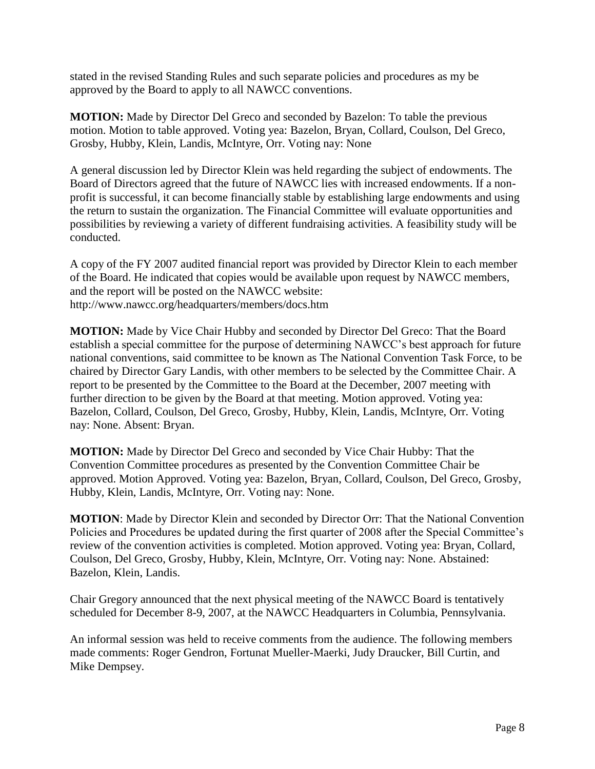stated in the revised Standing Rules and such separate policies and procedures as my be approved by the Board to apply to all NAWCC conventions.

**MOTION:** Made by Director Del Greco and seconded by Bazelon: To table the previous motion. Motion to table approved. Voting yea: Bazelon, Bryan, Collard, Coulson, Del Greco, Grosby, Hubby, Klein, Landis, McIntyre, Orr. Voting nay: None

A general discussion led by Director Klein was held regarding the subject of endowments. The Board of Directors agreed that the future of NAWCC lies with increased endowments. If a non-profit is successful, it can become financially stable by establishing large endowments and using the return to sustain the organization. The Financial Committee will evaluate opportunities and possibilities by reviewing a variety of different fundraising activities. A feasibility study will be conducted.

A copy of the FY 2007 audited financial report was provided by Director Klein to each member of the Board. He indicated that copies would be available upon request by NAWCC members, and the report will be posted on the NAWCC website: http://www.nawcc.org/headquarters/members/docs.htm

**MOTION:** Made by Vice Chair Hubby and seconded by Director Del Greco: That the Board establish a special committee for the purpose of determining NAWCC's best approach for future national conventions, said committee to be known as The National Convention Task Force, to be chaired by Director Gary Landis, with other members to be selected by the Committee Chair. A report to be presented by the Committee to the Board at the December, 2007 meeting with further direction to be given by the Board at that meeting. Motion approved. Voting yea: Bazelon, Collard, Coulson, Del Greco, Grosby, Hubby, Klein, Landis, McIntyre, Orr. Voting nay: None. Absent: Bryan.

**MOTION:** Made by Director Del Greco and seconded by Vice Chair Hubby: That the Convention Committee procedures as presented by the Convention Committee Chair be approved. Motion Approved. Voting yea: Bazelon, Bryan, Collard, Coulson, Del Greco, Grosby, Hubby, Klein, Landis, McIntyre, Orr. Voting nay: None.

**MOTION**: Made by Director Klein and seconded by Director Orr: That the National Convention Policies and Procedures be updated during the first quarter of 2008 after the Special Committee's review of the convention activities is completed. Motion approved. Voting yea: Bryan, Collard, Coulson, Del Greco, Grosby, Hubby, Klein, McIntyre, Orr. Voting nay: None. Abstained: Bazelon, Klein, Landis.

Chair Gregory announced that the next physical meeting of the NAWCC Board is tentatively scheduled for December 8-9, 2007, at the NAWCC Headquarters in Columbia, Pennsylvania.

An informal session was held to receive comments from the audience. The following members made comments: Roger Gendron, Fortunat Mueller-Maerki, Judy Draucker, Bill Curtin, and Mike Dempsey.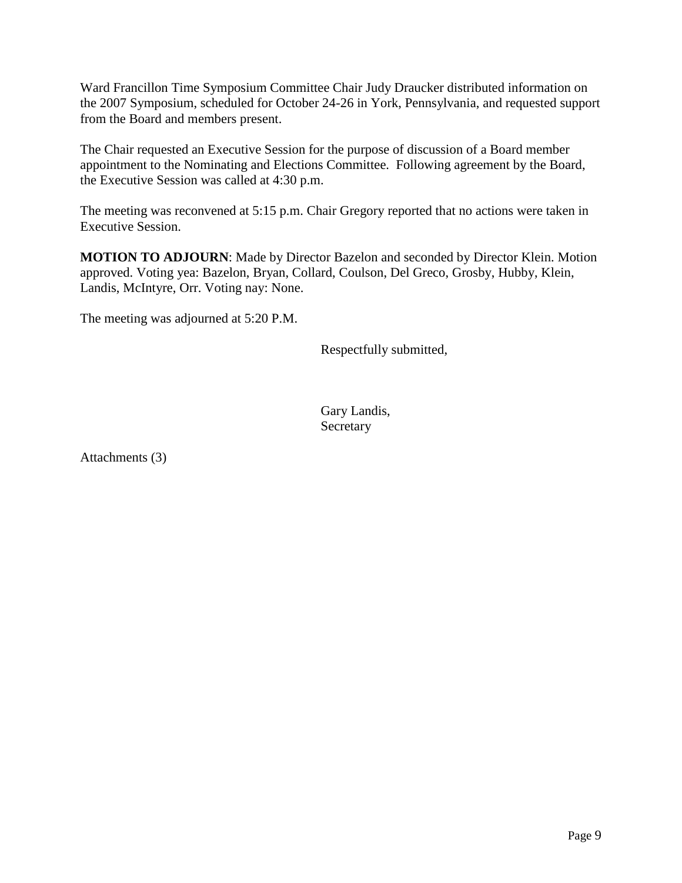Ward Francillon Time Symposium Committee Chair Judy Draucker distributed information on the 2007 Symposium, scheduled for October 24-26 in York, Pennsylvania, and requested support from the Board and members present.

The Chair requested an Executive Session for the purpose of discussion of a Board member appointment to the Nominating and Elections Committee.  Following agreement by the Board, the Executive Session was called at 4:30 p.m.

The meeting was reconvened at 5:15 p.m. Chair Gregory reported that no actions were taken in Executive Session.

**MOTION TO ADJOURN**: Made by Director Bazelon and seconded by Director Klein. Motion approved. Voting yea: Bazelon, Bryan, Collard, Coulson, Del Greco, Grosby, Hubby, Klein, Landis, McIntyre, Orr. Voting nay: None.

The meeting was adjourned at 5:20 P.M.

Respectfully submitted,

Gary Landis,
Secretary

Attachments (3)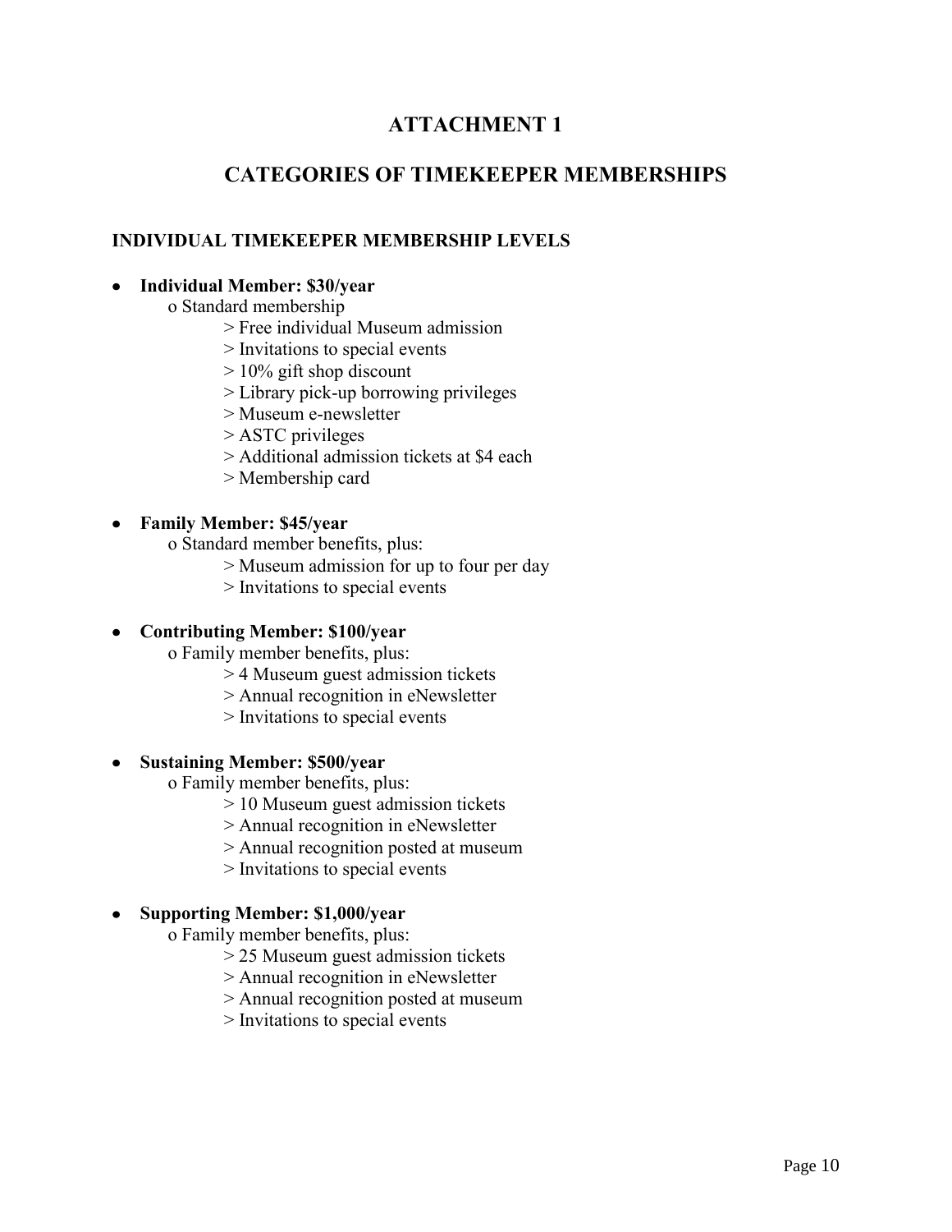# ATTACHMENT 1

## CATEGORIES OF TIMEKEEPER MEMBERSHIPS

### INDIVIDUAL TIMEKEEPER MEMBERSHIP LEVELS

- **Individual Member: $30/year**
  - o Standard membership
    - > Free individual Museum admission
    - > Invitations to special events
    - > 10% gift shop discount
    - > Library pick-up borrowing privileges
    - > Museum e-newsletter
    - > ASTC privileges
    - > Additional admission tickets at $4 each
    - > Membership card

- **Family Member: $45/year**
  - o Standard member benefits, plus:
    - > Museum admission for up to four per day
    - > Invitations to special events

- **Contributing Member: $100/year**
  - o Family member benefits, plus:
    - > 4 Museum guest admission tickets
    - > Annual recognition in eNewsletter
    - > Invitations to special events

- **Sustaining Member: $500/year**
  - o Family member benefits, plus:
    - > 10 Museum guest admission tickets
    - > Annual recognition in eNewsletter
    - > Annual recognition posted at museum
    - > Invitations to special events

- **Supporting Member: $1,000/year**
  - o Family member benefits, plus:
    - > 25 Museum guest admission tickets
    - > Annual recognition in eNewsletter
    - > Annual recognition posted at museum
    - > Invitations to special events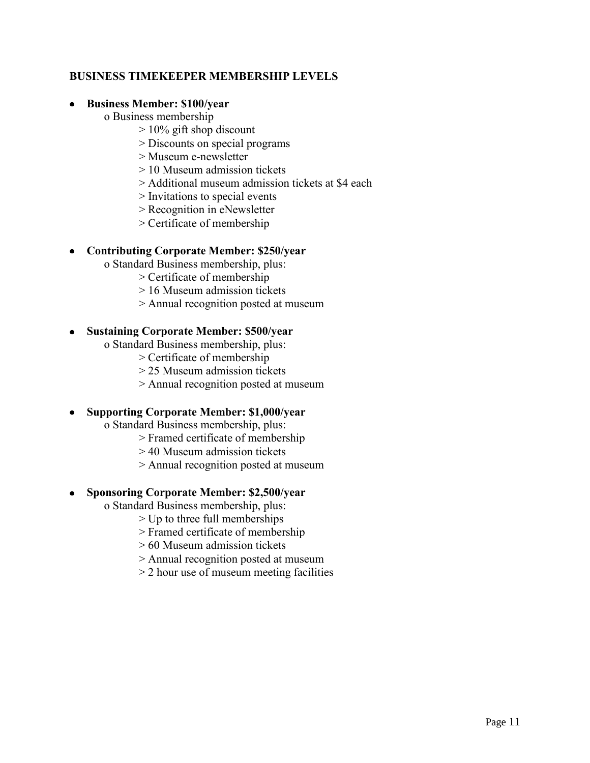**BUSINESS TIMEKEEPER MEMBERSHIP LEVELS**

- **Business Member: $100/year**
  - Business membership
    - 10% gift shop discount
    - Discounts on special programs
    - Museum e-newsletter
    - 10 Museum admission tickets
    - Additional museum admission tickets at $4 each
    - Invitations to special events
    - Recognition in eNewsletter
    - Certificate of membership

- **Contributing Corporate Member: $250/year**
  - Standard Business membership, plus:
    - Certificate of membership
    - 16 Museum admission tickets
    - Annual recognition posted at museum

- **Sustaining Corporate Member: $500/year**
  - Standard Business membership, plus:
    - Certificate of membership
    - 25 Museum admission tickets
    - Annual recognition posted at museum

- **Supporting Corporate Member: $1,000/year**
  - Standard Business membership, plus:
    - Framed certificate of membership
    - 40 Museum admission tickets
    - Annual recognition posted at museum

- **Sponsoring Corporate Member: $2,500/year**
  - Standard Business membership, plus:
    - Up to three full memberships
    - Framed certificate of membership
    - 60 Museum admission tickets
    - Annual recognition posted at museum
    - 2 hour use of museum meeting facilities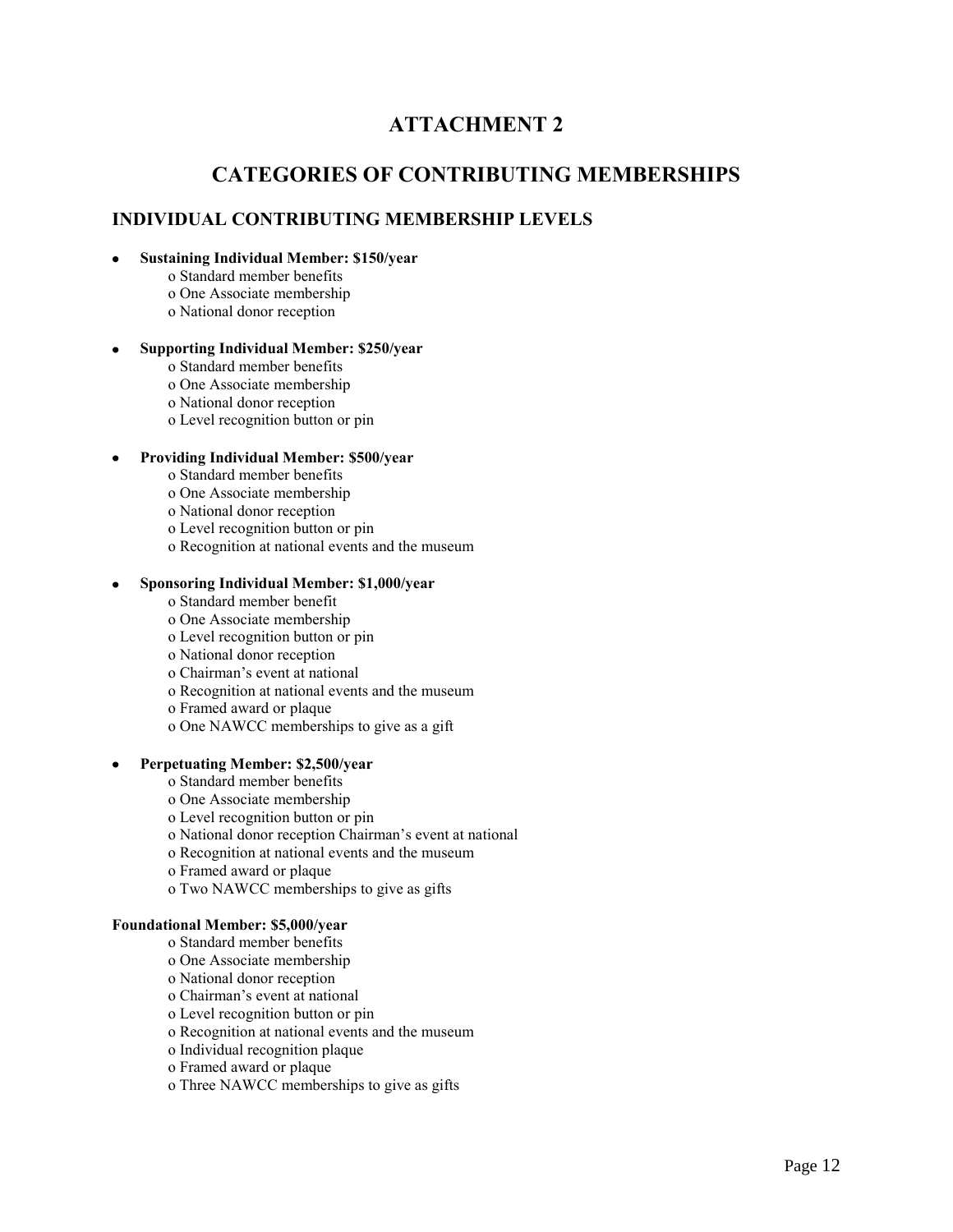# ATTACHMENT 2

## CATEGORIES OF CONTRIBUTING MEMBERSHIPS

### INDIVIDUAL CONTRIBUTING MEMBERSHIP LEVELS

- **Sustaining Individual Member: $150/year**
  - o Standard member benefits
  - o One Associate membership
  - o National donor reception

- **Supporting Individual Member: $250/year**
  - o Standard member benefits
  - o One Associate membership
  - o National donor reception
  - o Level recognition button or pin

- **Providing Individual Member: $500/year**
  - o Standard member benefits
  - o One Associate membership
  - o National donor reception
  - o Level recognition button or pin
  - o Recognition at national events and the museum

- **Sponsoring Individual Member: $1,000/year**
  - o Standard member benefit
  - o One Associate membership
  - o Level recognition button or pin
  - o National donor reception
  - o Chairman's event at national
  - o Recognition at national events and the museum
  - o Framed award or plaque
  - o One NAWCC memberships to give as a gift

- **Perpetuating Member: $2,500/year**
  - o Standard member benefits
  - o One Associate membership
  - o Level recognition button or pin
  - o National donor reception Chairman's event at national
  - o Recognition at national events and the museum
  - o Framed award or plaque
  - o Two NAWCC memberships to give as gifts

**Foundational Member: $5,000/year**
  - o Standard member benefits
  - o One Associate membership
  - o National donor reception
  - o Chairman's event at national
  - o Level recognition button or pin
  - o Recognition at national events and the museum
  - o Individual recognition plaque
  - o Framed award or plaque
  - o Three NAWCC memberships to give as gifts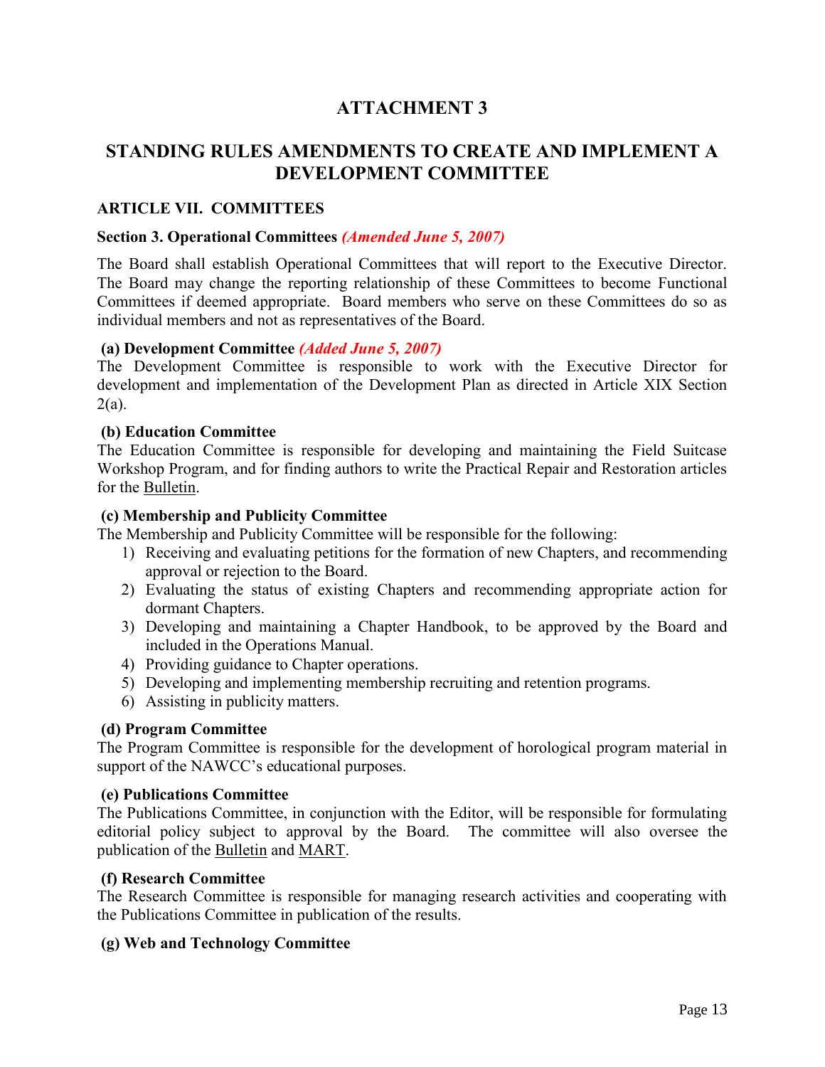# ATTACHMENT 3

# STANDING RULES AMENDMENTS TO CREATE AND IMPLEMENT A DEVELOPMENT COMMITTEE

## ARTICLE VII. COMMITTEES

### Section 3. Operational Committees *(Amended June 5, 2007)*

The Board shall establish Operational Committees that will report to the Executive Director. The Board may change the reporting relationship of these Committees to become Functional Committees if deemed appropriate. Board members who serve on these Committees do so as individual members and not as representatives of the Board.

**(a) Development Committee** *(Added June 5, 2007)*
The Development Committee is responsible to work with the Executive Director for development and implementation of the Development Plan as directed in Article XIX Section 2(a).

**(b) Education Committee**
The Education Committee is responsible for developing and maintaining the Field Suitcase Workshop Program, and for finding authors to write the Practical Repair and Restoration articles for the Bulletin.

**(c) Membership and Publicity Committee**
The Membership and Publicity Committee will be responsible for the following:

1) Receiving and evaluating petitions for the formation of new Chapters, and recommending approval or rejection to the Board.
2) Evaluating the status of existing Chapters and recommending appropriate action for dormant Chapters.
3) Developing and maintaining a Chapter Handbook, to be approved by the Board and included in the Operations Manual.
4) Providing guidance to Chapter operations.
5) Developing and implementing membership recruiting and retention programs.
6) Assisting in publicity matters.

**(d) Program Committee**
The Program Committee is responsible for the development of horological program material in support of the NAWCC's educational purposes.

**(e) Publications Committee**
The Publications Committee, in conjunction with the Editor, will be responsible for formulating editorial policy subject to approval by the Board. The committee will also oversee the publication of the Bulletin and MART.

**(f) Research Committee**
The Research Committee is responsible for managing research activities and cooperating with the Publications Committee in publication of the results.

**(g) Web and Technology Committee**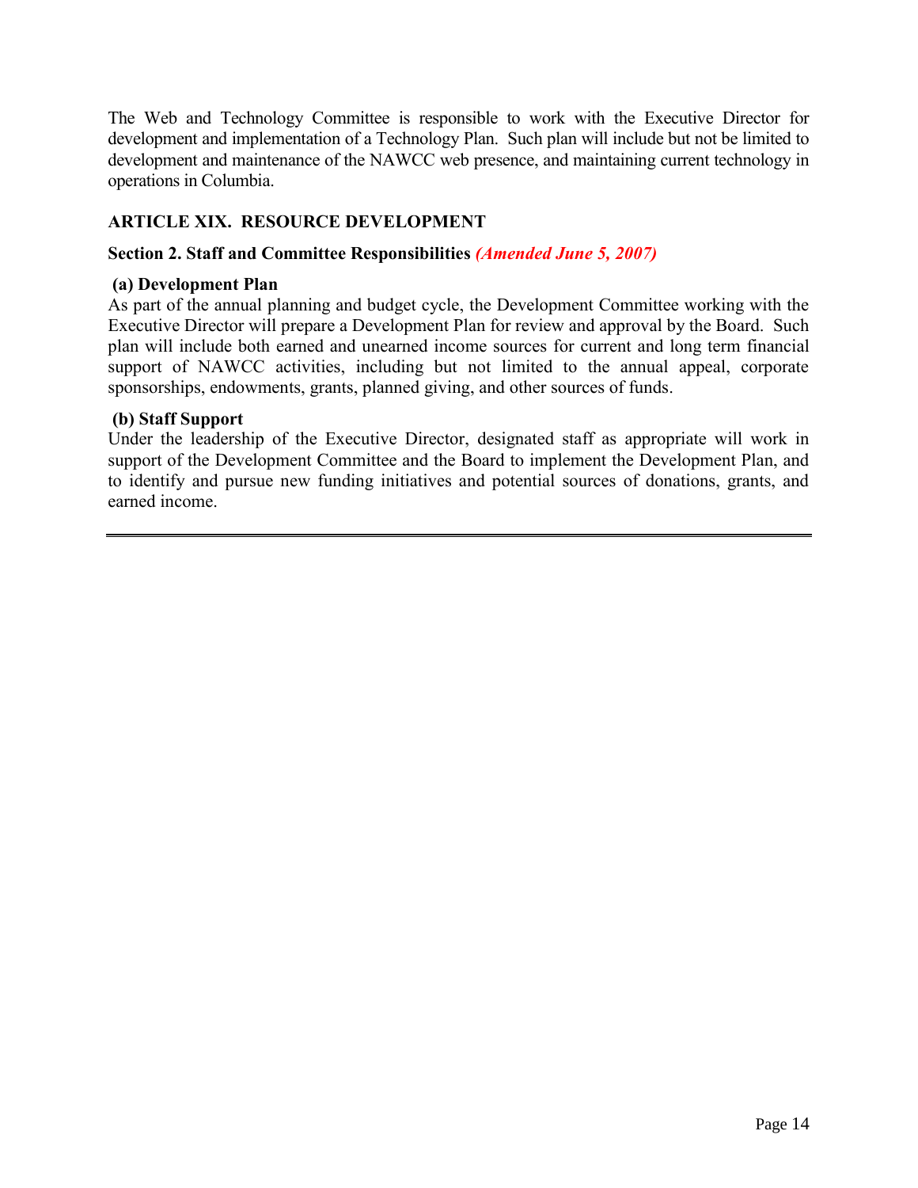The Web and Technology Committee is responsible to work with the Executive Director for development and implementation of a Technology Plan. Such plan will include but not be limited to development and maintenance of the NAWCC web presence, and maintaining current technology in operations in Columbia.

## ARTICLE XIX. RESOURCE DEVELOPMENT

### Section 2. Staff and Committee Responsibilities *(Amended June 5, 2007)*

**(a) Development Plan**

As part of the annual planning and budget cycle, the Development Committee working with the Executive Director will prepare a Development Plan for review and approval by the Board. Such plan will include both earned and unearned income sources for current and long term financial support of NAWCC activities, including but not limited to the annual appeal, corporate sponsorships, endowments, grants, planned giving, and other sources of funds.

**(b) Staff Support**

Under the leadership of the Executive Director, designated staff as appropriate will work in support of the Development Committee and the Board to implement the Development Plan, and to identify and pursue new funding initiatives and potential sources of donations, grants, and earned income.

---